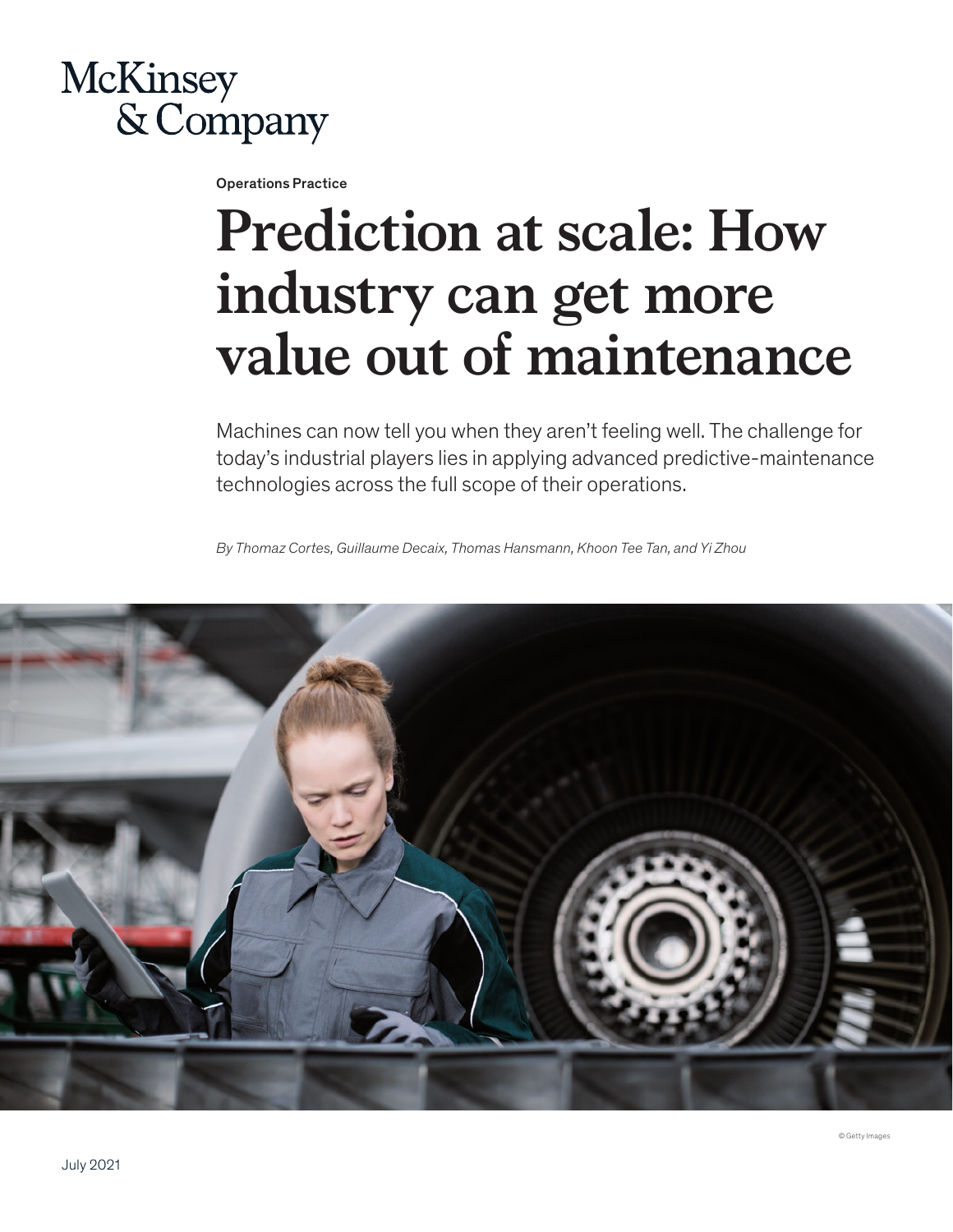McKinsey & Company

Operations Practice

# Prediction at scale: How industry can get more value out of maintenance

Machines can now tell you when they aren't feeling well. The challenge for today's industrial players lies in applying advanced predictive-maintenance technologies across the full scope of their operations.

*By Thomaz Cortes, Guillaume Decaix, Thomas Hansmann, Khoon Tee Tan, and Yi Zhou*

© Getty Images

July 2021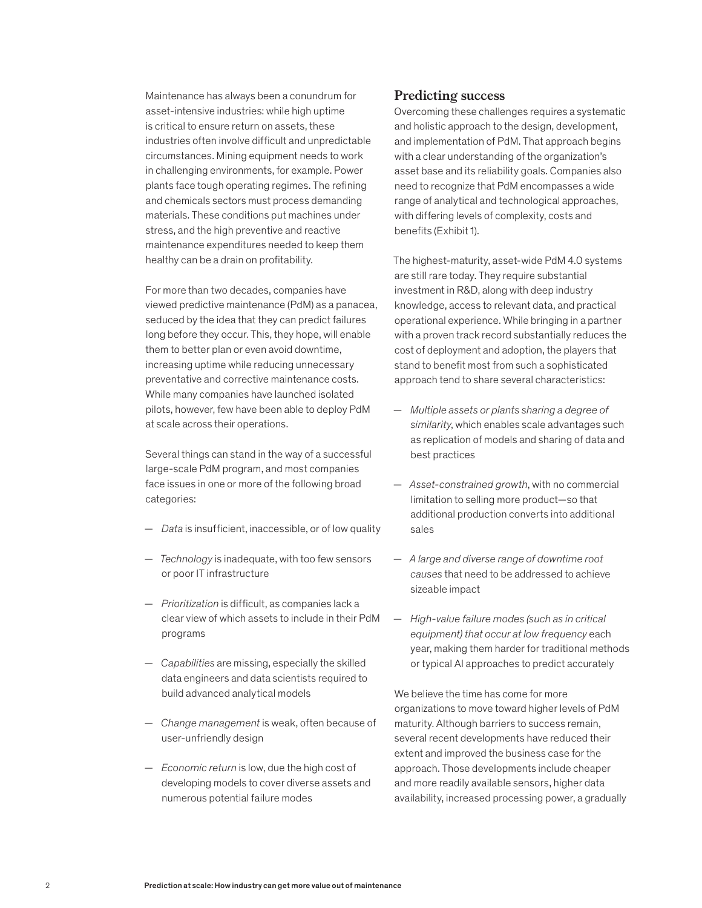Maintenance has always been a conundrum for asset-intensive industries: while high uptime is critical to ensure return on assets, these industries often involve difficult and unpredictable circumstances. Mining equipment needs to work in challenging environments, for example. Power plants face tough operating regimes. The refining and chemicals sectors must process demanding materials. These conditions put machines under stress, and the high preventive and reactive maintenance expenditures needed to keep them healthy can be a drain on profitability.

For more than two decades, companies have viewed predictive maintenance (PdM) as a panacea, seduced by the idea that they can predict failures long before they occur. This, they hope, will enable them to better plan or even avoid downtime, increasing uptime while reducing unnecessary preventative and corrective maintenance costs. While many companies have launched isolated pilots, however, few have been able to deploy PdM at scale across their operations.

Several things can stand in the way of a successful large-scale PdM program, and most companies face issues in one or more of the following broad categories:

- *Data* is insufficient, inaccessible, or of low quality
- *Technology* is inadequate, with too few sensors or poor IT infrastructure
- *Prioritization* is difficult, as companies lack a clear view of which assets to include in their PdM programs
- *Capabilities* are missing, especially the skilled data engineers and data scientists required to build advanced analytical models
- *Change management* is weak, often because of user-unfriendly design
- *Economic return* is low, due the high cost of developing models to cover diverse assets and numerous potential failure modes

## Predicting success

Overcoming these challenges requires a systematic and holistic approach to the design, development, and implementation of PdM. That approach begins with a clear understanding of the organization's asset base and its reliability goals. Companies also need to recognize that PdM encompasses a wide range of analytical and technological approaches, with differing levels of complexity, costs and benefits (Exhibit 1).

The highest-maturity, asset-wide PdM 4.0 systems are still rare today. They require substantial investment in R&D, along with deep industry knowledge, access to relevant data, and practical operational experience. While bringing in a partner with a proven track record substantially reduces the cost of deployment and adoption, the players that stand to benefit most from such a sophisticated approach tend to share several characteristics:

- *Multiple assets or plants sharing a degree of similarity*, which enables scale advantages such as replication of models and sharing of data and best practices
- *Asset-constrained growth*, with no commercial limitation to selling more product—so that additional production converts into additional sales
- *A large and diverse range of downtime root causes* that need to be addressed to achieve sizeable impact
- *High-value failure modes (such as in critical equipment) that occur at low frequency* each year, making them harder for traditional methods or typical AI approaches to predict accurately

We believe the time has come for more organizations to move toward higher levels of PdM maturity. Although barriers to success remain, several recent developments have reduced their extent and improved the business case for the approach. Those developments include cheaper and more readily available sensors, higher data availability, increased processing power, a gradually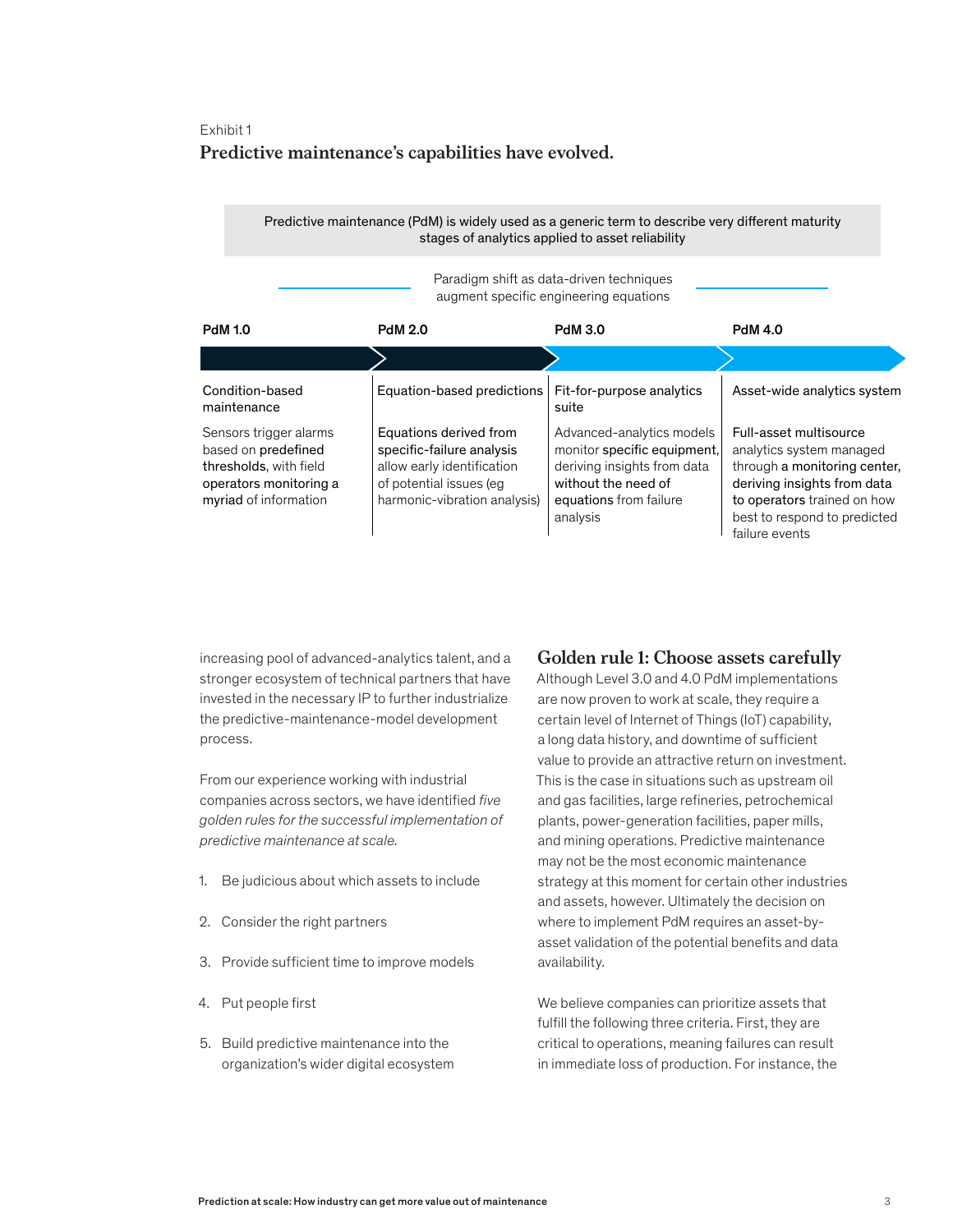Exhibit 1

## Predictive maintenance's capabilities have evolved.

Predictive maintenance (PdM) is widely used as a generic term to describe very different maturity stages of analytics applied to asset reliability

Paradigm shift as data-driven techniques augment specific engineering equations

| PdM 1.0 | PdM 2.0 | PdM 3.0 | PdM 4.0 |
|---|---|---|---|
| Condition-based maintenance | Equation-based predictions | Fit-for-purpose analytics suite | Asset-wide analytics system |
| Sensors trigger alarms based on **predefined thresholds**, with field **operators monitoring a myriad** of information | **Equations derived from specific-failure analysis** allow early identification of potential issues (eg harmonic-vibration analysis) | Advanced-analytics models monitor **specific equipment**, deriving insights from data **without the need of equations** from failure analysis | **Full-asset multisource** analytics system managed through **a monitoring center, deriving insights from data to operators** trained on how best to respond to predicted failure events |

increasing pool of advanced-analytics talent, and a stronger ecosystem of technical partners that have invested in the necessary IP to further industrialize the predictive-maintenance-model development process.

From our experience working with industrial companies across sectors, we have identified *five golden rules for the successful implementation of predictive maintenance at scale.*

1. Be judicious about which assets to include
2. Consider the right partners
3. Provide sufficient time to improve models
4. Put people first
5. Build predictive maintenance into the organization's wider digital ecosystem

## Golden rule 1: Choose assets carefully

Although Level 3.0 and 4.0 PdM implementations are now proven to work at scale, they require a certain level of Internet of Things (IoT) capability, a long data history, and downtime of sufficient value to provide an attractive return on investment. This is the case in situations such as upstream oil and gas facilities, large refineries, petrochemical plants, power-generation facilities, paper mills, and mining operations. Predictive maintenance may not be the most economic maintenance strategy at this moment for certain other industries and assets, however. Ultimately the decision on where to implement PdM requires an asset-by-asset validation of the potential benefits and data availability.

We believe companies can prioritize assets that fulfill the following three criteria. First, they are critical to operations, meaning failures can result in immediate loss of production. For instance, the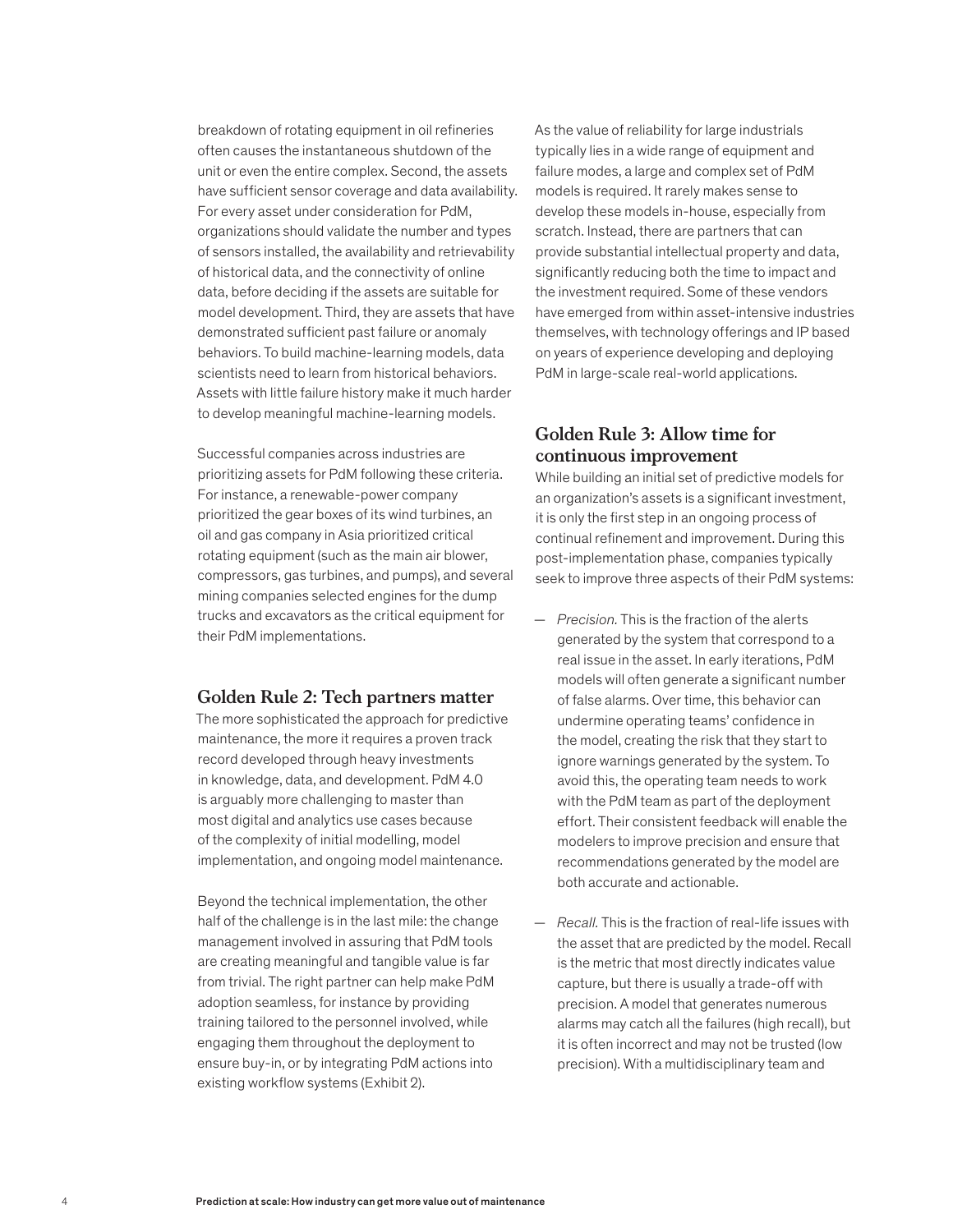breakdown of rotating equipment in oil refineries often causes the instantaneous shutdown of the unit or even the entire complex. Second, the assets have sufficient sensor coverage and data availability. For every asset under consideration for PdM, organizations should validate the number and types of sensors installed, the availability and retrievability of historical data, and the connectivity of online data, before deciding if the assets are suitable for model development. Third, they are assets that have demonstrated sufficient past failure or anomaly behaviors. To build machine-learning models, data scientists need to learn from historical behaviors. Assets with little failure history make it much harder to develop meaningful machine-learning models.

Successful companies across industries are prioritizing assets for PdM following these criteria. For instance, a renewable-power company prioritized the gear boxes of its wind turbines, an oil and gas company in Asia prioritized critical rotating equipment (such as the main air blower, compressors, gas turbines, and pumps), and several mining companies selected engines for the dump trucks and excavators as the critical equipment for their PdM implementations.

## Golden Rule 2: Tech partners matter

The more sophisticated the approach for predictive maintenance, the more it requires a proven track record developed through heavy investments in knowledge, data, and development. PdM 4.0 is arguably more challenging to master than most digital and analytics use cases because of the complexity of initial modelling, model implementation, and ongoing model maintenance.

Beyond the technical implementation, the other half of the challenge is in the last mile: the change management involved in assuring that PdM tools are creating meaningful and tangible value is far from trivial. The right partner can help make PdM adoption seamless, for instance by providing training tailored to the personnel involved, while engaging them throughout the deployment to ensure buy-in, or by integrating PdM actions into existing workflow systems (Exhibit 2).

As the value of reliability for large industrials typically lies in a wide range of equipment and failure modes, a large and complex set of PdM models is required. It rarely makes sense to develop these models in-house, especially from scratch. Instead, there are partners that can provide substantial intellectual property and data, significantly reducing both the time to impact and the investment required. Some of these vendors have emerged from within asset-intensive industries themselves, with technology offerings and IP based on years of experience developing and deploying PdM in large-scale real-world applications.

## Golden Rule 3: Allow time for continuous improvement

While building an initial set of predictive models for an organization's assets is a significant investment, it is only the first step in an ongoing process of continual refinement and improvement. During this post-implementation phase, companies typically seek to improve three aspects of their PdM systems:

— *Precision.* This is the fraction of the alerts generated by the system that correspond to a real issue in the asset. In early iterations, PdM models will often generate a significant number of false alarms. Over time, this behavior can undermine operating teams' confidence in the model, creating the risk that they start to ignore warnings generated by the system. To avoid this, the operating team needs to work with the PdM team as part of the deployment effort. Their consistent feedback will enable the modelers to improve precision and ensure that recommendations generated by the model are both accurate and actionable.

— *Recall.* This is the fraction of real-life issues with the asset that are predicted by the model. Recall is the metric that most directly indicates value capture, but there is usually a trade-off with precision. A model that generates numerous alarms may catch all the failures (high recall), but it is often incorrect and may not be trusted (low precision). With a multidisciplinary team and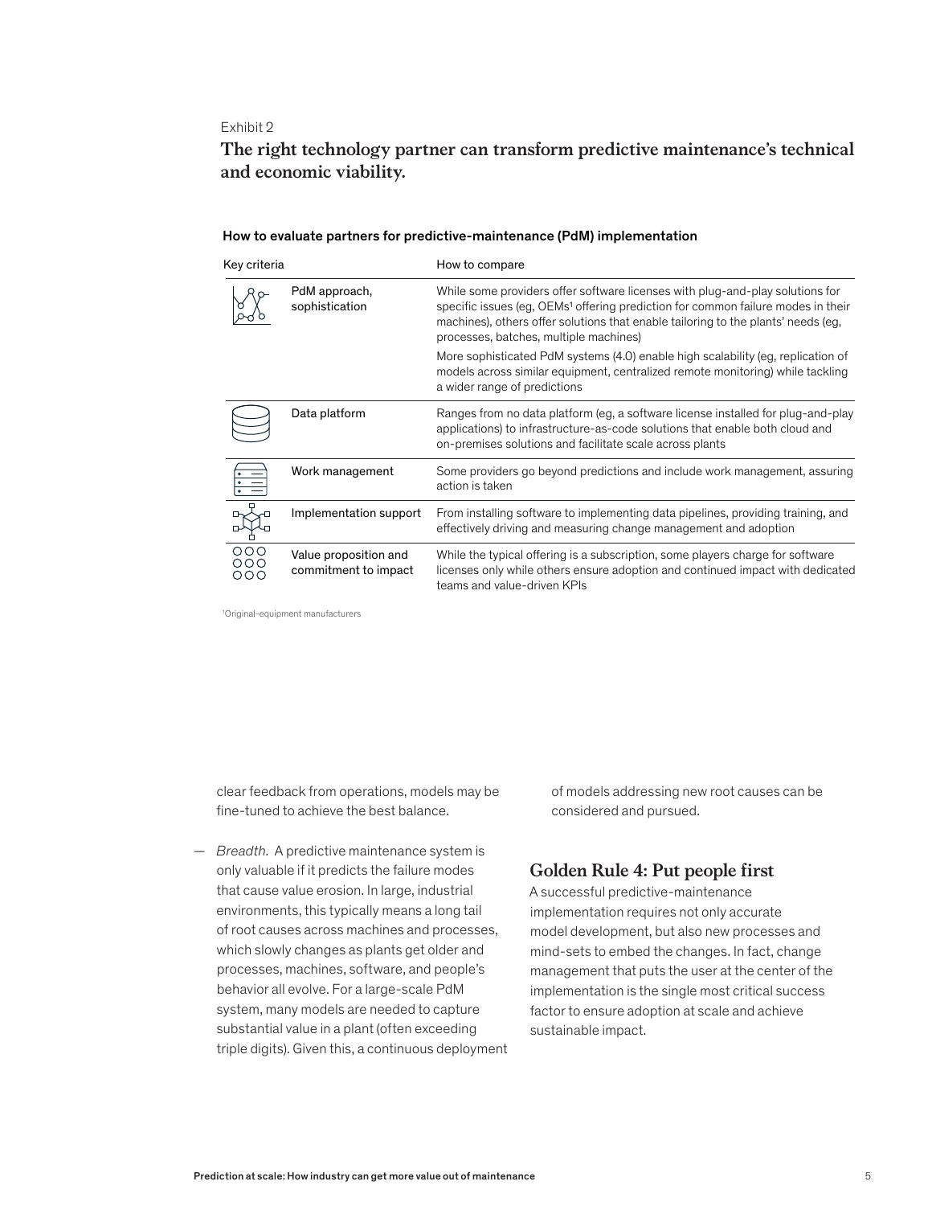Exhibit 2

## The right technology partner can transform predictive maintenance's technical and economic viability.

**How to evaluate partners for predictive-maintenance (PdM) implementation**

| Key criteria | How to compare |
|---|---|
| PdM approach, sophistication | While some providers offer software licenses with plug-and-play solutions for specific issues (eg, OEMs[1] offering prediction for common failure modes in their machines), others offer solutions that enable tailoring to the plants' needs (eg, processes, batches, multiple machines)<br><br>More sophisticated PdM systems (4.0) enable high scalability (eg, replication of models across similar equipment, centralized remote monitoring) while tackling a wider range of predictions |
| Data platform | Ranges from no data platform (eg, a software license installed for plug-and-play applications) to infrastructure-as-code solutions that enable both cloud and on-premises solutions and facilitate scale across plants |
| Work management | Some providers go beyond predictions and include work management, assuring action is taken |
| Implementation support | From installing software to implementing data pipelines, providing training, and effectively driving and measuring change management and adoption |
| Value proposition and commitment to impact | While the typical offering is a subscription, some players charge for software licenses only while others ensure adoption and continued impact with dedicated teams and value-driven KPIs |

[1]Original-equipment manufacturers

clear feedback from operations, models may be fine-tuned to achieve the best balance.

— *Breadth.* A predictive maintenance system is only valuable if it predicts the failure modes that cause value erosion. In large, industrial environments, this typically means a long tail of root causes across machines and processes, which slowly changes as plants get older and processes, machines, software, and people's behavior all evolve. For a large-scale PdM system, many models are needed to capture substantial value in a plant (often exceeding triple digits). Given this, a continuous deployment of models addressing new root causes can be considered and pursued.

## Golden Rule 4: Put people first

A successful predictive-maintenance implementation requires not only accurate model development, but also new processes and mind-sets to embed the changes. In fact, change management that puts the user at the center of the implementation is the single most critical success factor to ensure adoption at scale and achieve sustainable impact.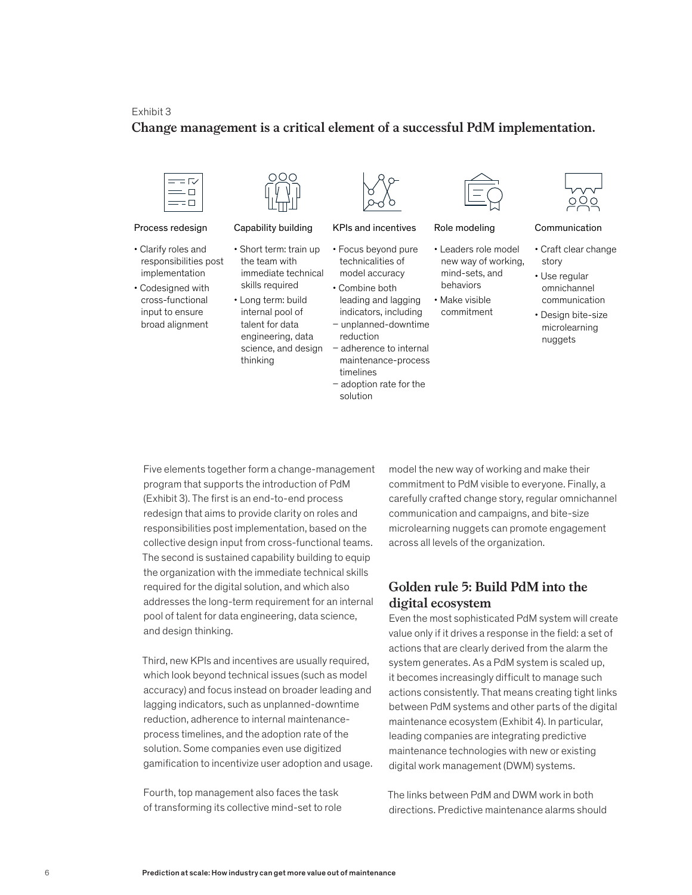Exhibit 3

**Change management is a critical element of a successful PdM implementation.**

**Process redesign**

- Clarify roles and responsibilities post implementation
- Codesigned with cross-functional input to ensure broad alignment

**Capability building**

- Short term: train up the team with immediate technical skills required
- Long term: build internal pool of talent for data engineering, data science, and design thinking

**KPIs and incentives**

- Focus beyond pure technicalities of model accuracy
- Combine both leading and lagging indicators, including
  - unplanned-downtime reduction
  - adherence to internal maintenance-process timelines
  - adoption rate for the solution

**Role modeling**

- Leaders role model new way of working, mind-sets, and behaviors
- Make visible commitment

**Communication**

- Craft clear change story
- Use regular omnichannel communication
- Design bite-size microlearning nuggets

Five elements together form a change-management program that supports the introduction of PdM (Exhibit 3). The first is an end-to-end process redesign that aims to provide clarity on roles and responsibilities post implementation, based on the collective design input from cross-functional teams. The second is sustained capability building to equip the organization with the immediate technical skills required for the digital solution, and which also addresses the long-term requirement for an internal pool of talent for data engineering, data science, and design thinking.

Third, new KPIs and incentives are usually required, which look beyond technical issues (such as model accuracy) and focus instead on broader leading and lagging indicators, such as unplanned-downtime reduction, adherence to internal maintenance-process timelines, and the adoption rate of the solution. Some companies even use digitized gamification to incentivize user adoption and usage.

Fourth, top management also faces the task of transforming its collective mind-set to role model the new way of working and make their commitment to PdM visible to everyone. Finally, a carefully crafted change story, regular omnichannel communication and campaigns, and bite-size microlearning nuggets can promote engagement across all levels of the organization.

## Golden rule 5: Build PdM into the digital ecosystem

Even the most sophisticated PdM system will create value only if it drives a response in the field: a set of actions that are clearly derived from the alarm the system generates. As a PdM system is scaled up, it becomes increasingly difficult to manage such actions consistently. That means creating tight links between PdM systems and other parts of the digital maintenance ecosystem (Exhibit 4). In particular, leading companies are integrating predictive maintenance technologies with new or existing digital work management (DWM) systems.

The links between PdM and DWM work in both directions. Predictive maintenance alarms should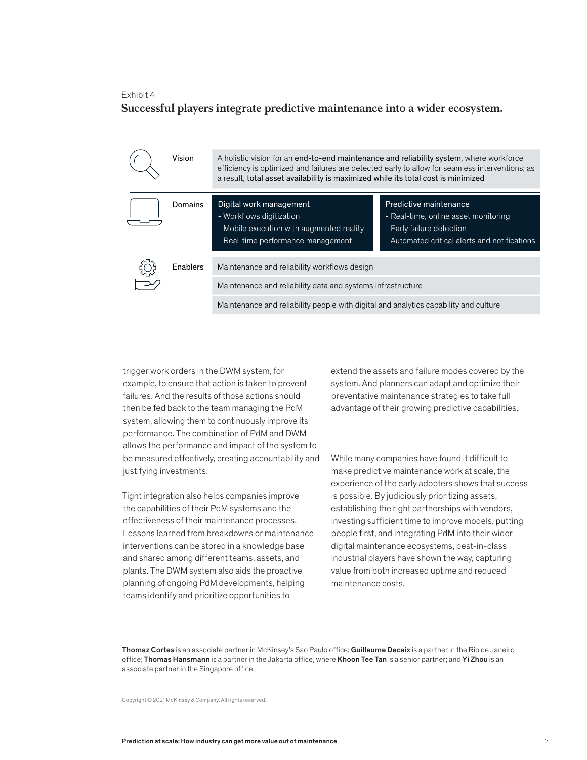Exhibit 4

**Successful players integrate predictive maintenance into a wider ecosystem.**

| | | |
|---|---|---|
| Vision | A holistic vision for an end-to-end maintenance and reliability system, where workforce efficiency is optimized and failures are detected early to allow for seamless interventions; as a result, total asset availability is maximized while its total cost is minimized | |
| Domains | Digital work management<br>- Workflows digitization<br>- Mobile execution with augmented reality<br>- Real-time performance management | Predictive maintenance<br>- Real-time, online asset monitoring<br>- Early failure detection<br>- Automated critical alerts and notifications |
| Enablers | Maintenance and reliability workflows design | |
| | Maintenance and reliability data and systems infrastructure | |
| | Maintenance and reliability people with digital and analytics capability and culture | |

trigger work orders in the DWM system, for example, to ensure that action is taken to prevent failures. And the results of those actions should then be fed back to the team managing the PdM system, allowing them to continuously improve its performance. The combination of PdM and DWM allows the performance and impact of the system to be measured effectively, creating accountability and justifying investments.

Tight integration also helps companies improve the capabilities of their PdM systems and the effectiveness of their maintenance processes. Lessons learned from breakdowns or maintenance interventions can be stored in a knowledge base and shared among different teams, assets, and plants. The DWM system also aids the proactive planning of ongoing PdM developments, helping teams identify and prioritize opportunities to extend the assets and failure modes covered by the system. And planners can adapt and optimize their preventative maintenance strategies to take full advantage of their growing predictive capabilities.

---

While many companies have found it difficult to make predictive maintenance work at scale, the experience of the early adopters shows that success is possible. By judiciously prioritizing assets, establishing the right partnerships with vendors, investing sufficient time to improve models, putting people first, and integrating PdM into their wider digital maintenance ecosystems, best-in-class industrial players have shown the way, capturing value from both increased uptime and reduced maintenance costs.

**Thomaz Cortes** is an associate partner in McKinsey's Sao Paulo office; **Guillaume Decaix** is a partner in the Rio de Janeiro office; **Thomas Hansmann** is a partner in the Jakarta office, where **Khoon Tee Tan** is a senior partner; and **Yi Zhou** is an associate partner in the Singapore office.

Copyright © 2021 McKinsey & Company. All rights reserved.